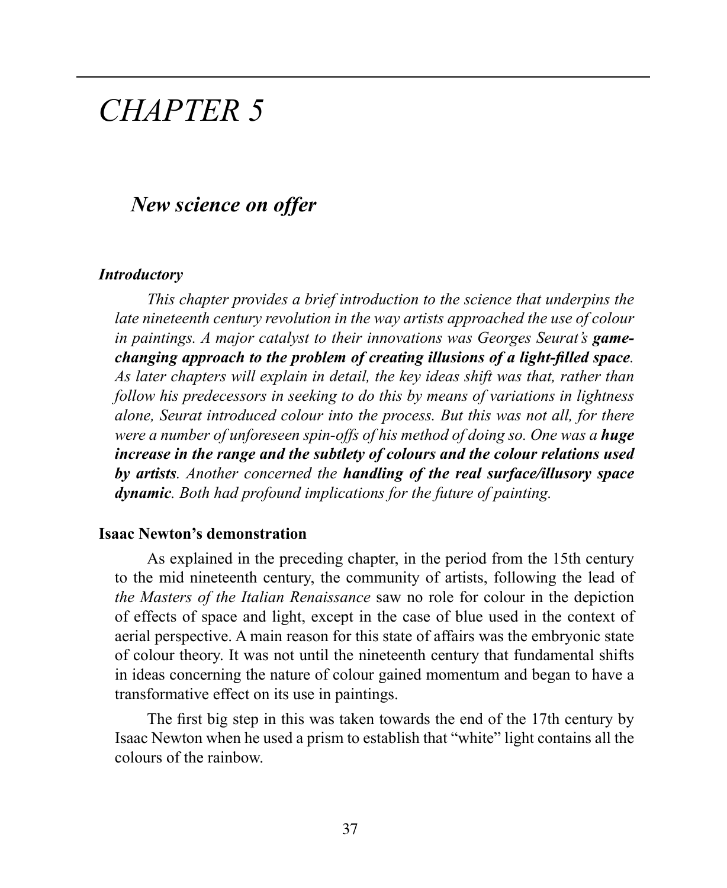# *CHAPTER 5*

## *New science on offer*

***Introductory***

*This chapter provides a brief introduction to the science that underpins the late nineteenth century revolution in the way artists approached the use of colour in paintings. A major catalyst to their innovations was Georges Seurat's **game-changing approach to the problem of creating illusions of a light-filled space**. As later chapters will explain in detail, the key ideas shift was that, rather than follow his predecessors in seeking to do this by means of variations in lightness alone, Seurat introduced colour into the process. But this was not all, for there were a number of unforeseen spin-offs of his method of doing so. One was a **huge increase in the range and the subtlety of colours and the colour relations used by artists**. Another concerned the **handling of the real surface/illusory space dynamic**. Both had profound implications for the future of painting.*

**Isaac Newton's demonstration**

As explained in the preceding chapter, in the period from the 15th century to the mid nineteenth century, the community of artists, following the lead of *the Masters of the Italian Renaissance* saw no role for colour in the depiction of effects of space and light, except in the case of blue used in the context of aerial perspective. A main reason for this state of affairs was the embryonic state of colour theory. It was not until the nineteenth century that fundamental shifts in ideas concerning the nature of colour gained momentum and began to have a transformative effect on its use in paintings.

The first big step in this was taken towards the end of the 17th century by Isaac Newton when he used a prism to establish that "white" light contains all the colours of the rainbow.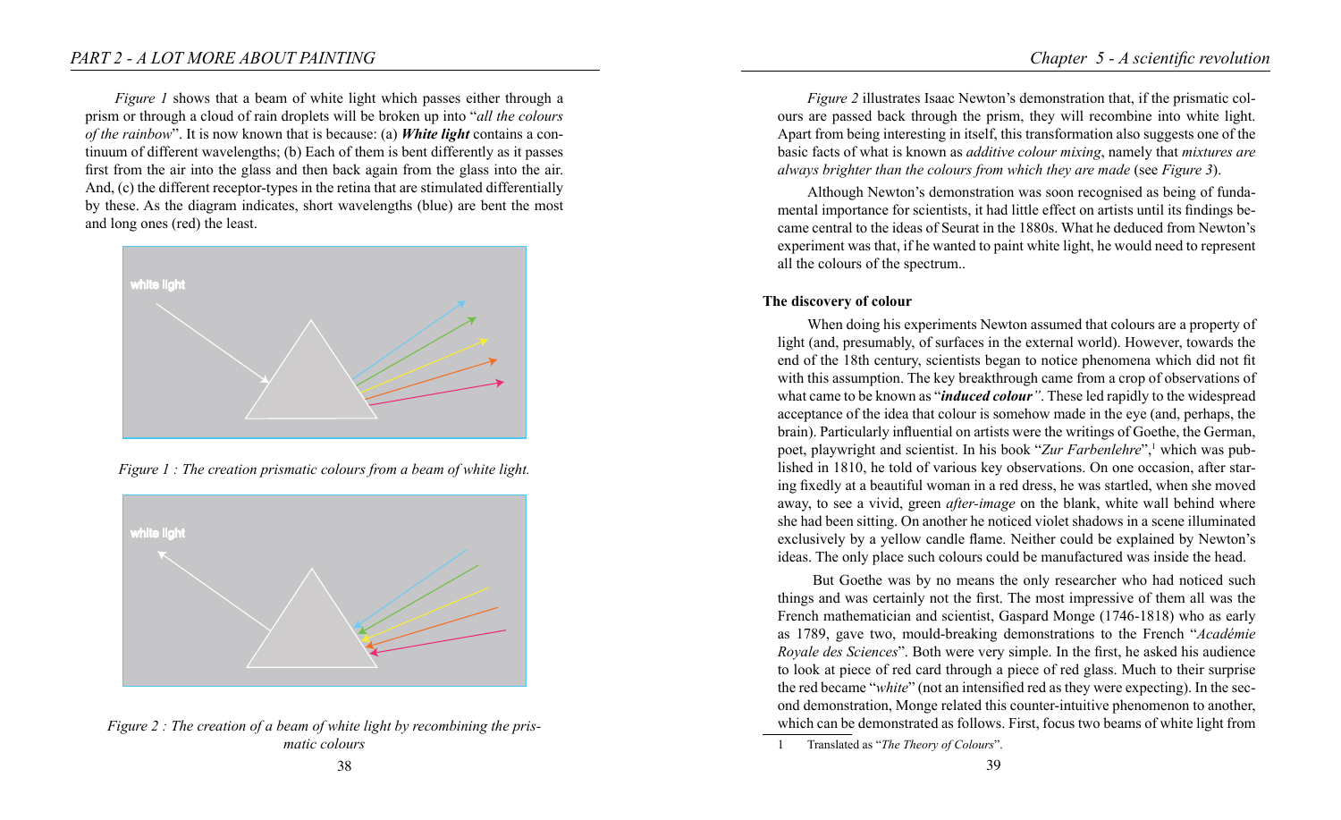*Figure 1* shows that a beam of white light which passes either through a prism or through a cloud of rain droplets will be broken up into "*all the colours of the rainbow*". It is now known that is because: (a) ***White light*** contains a continuum of different wavelengths; (b) Each of them is bent differently as it passes first from the air into the glass and then back again from the glass into the air. And, (c) the different receptor-types in the retina that are stimulated differentially by these. As the diagram indicates, short wavelengths (blue) are bent the most and long ones (red) the least.

*Figure 1 : The creation prismatic colours from a beam of white light.*

*Figure 2 : The creation of a beam of white light by recombining the prismatic colours*

*Figure 2* illustrates Isaac Newton's demonstration that, if the prismatic colours are passed back through the prism, they will recombine into white light. Apart from being interesting in itself, this transformation also suggests one of the basic facts of what is known as *additive colour mixing*, namely that *mixtures are always brighter than the colours from which they are made* (see *Figure 3*).

Although Newton's demonstration was soon recognised as being of fundamental importance for scientists, it had little effect on artists until its findings became central to the ideas of Seurat in the 1880s. What he deduced from Newton's experiment was that, if he wanted to paint white light, he would need to represent all the colours of the spectrum..

## The discovery of colour

When doing his experiments Newton assumed that colours are a property of light (and, presumably, of surfaces in the external world). However, towards the end of the 18th century, scientists began to notice phenomena which did not fit with this assumption. The key breakthrough came from a crop of observations of what came to be known as "***induced colour***". These led rapidly to the widespread acceptance of the idea that colour is somehow made in the eye (and, perhaps, the brain). Particularly influential on artists were the writings of Goethe, the German, poet, playwright and scientist. In his book "*Zur Farbenlehre*",[1] which was published in 1810, he told of various key observations. On one occasion, after staring fixedly at a beautiful woman in a red dress, he was startled, when she moved away, to see a vivid, green *after-image* on the blank, white wall behind where she had been sitting. On another he noticed violet shadows in a scene illuminated exclusively by a yellow candle flame. Neither could be explained by Newton's ideas. The only place such colours could be manufactured was inside the head.

But Goethe was by no means the only researcher who had noticed such things and was certainly not the first. The most impressive of them all was the French mathematician and scientist, Gaspard Monge (1746-1818) who as early as 1789, gave two, mould-breaking demonstrations to the French "*Académie Royale des Sciences*". Both were very simple. In the first, he asked his audience to look at piece of red card through a piece of red glass. Much to their surprise the red became "*white*" (not an intensified red as they were expecting). In the second demonstration, Monge related this counter-intuitive phenomenon to another, which can be demonstrated as follows. First, focus two beams of white light from

---

1 Translated as "*The Theory of Colours*".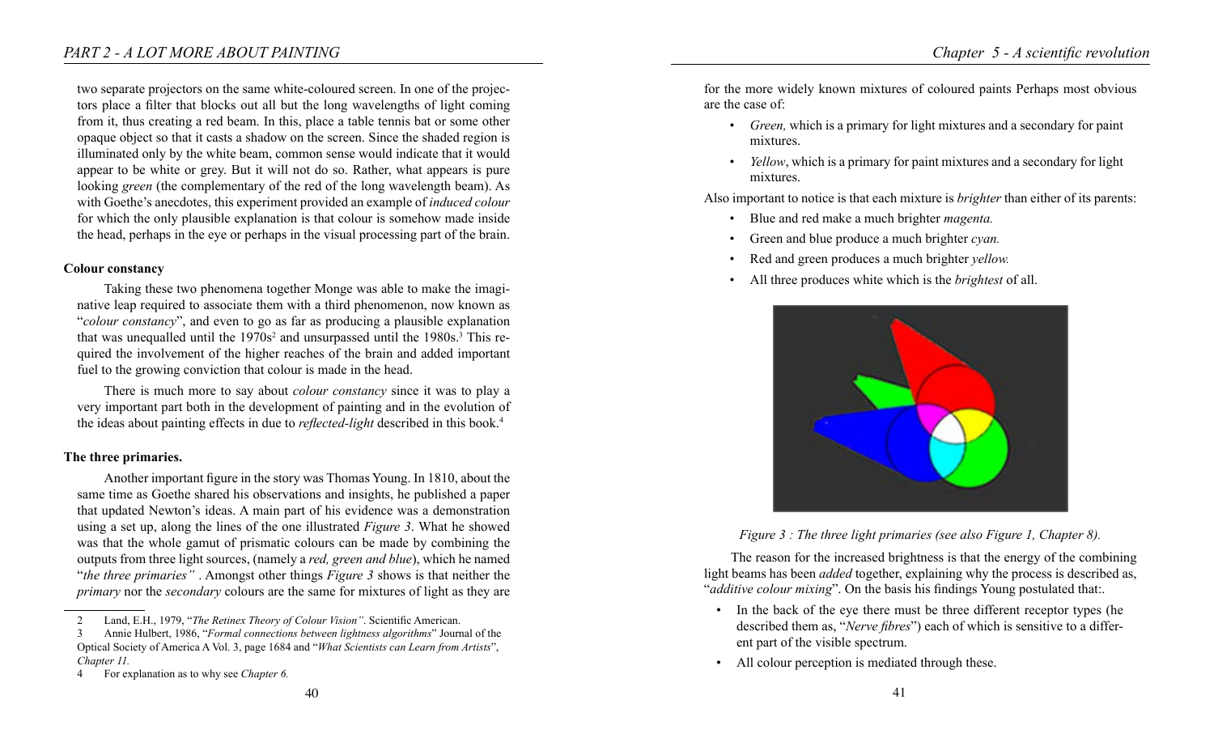two separate projectors on the same white-coloured screen. In one of the projectors place a filter that blocks out all but the long wavelengths of light coming from it, thus creating a red beam. In this, place a table tennis bat or some other opaque object so that it casts a shadow on the screen. Since the shaded region is illuminated only by the white beam, common sense would indicate that it would appear to be white or grey. But it will not do so. Rather, what appears is pure looking *green* (the complementary of the red of the long wavelength beam). As with Goethe's anecdotes, this experiment provided an example of *induced colour* for which the only plausible explanation is that colour is somehow made inside the head, perhaps in the eye or perhaps in the visual processing part of the brain.

**Colour constancy**

Taking these two phenomena together Monge was able to make the imaginative leap required to associate them with a third phenomenon, now known as "*colour constancy*", and even to go as far as producing a plausible explanation that was unequalled until the 1970s[2] and unsurpassed until the 1980s.[3] This required the involvement of the higher reaches of the brain and added important fuel to the growing conviction that colour is made in the head.

There is much more to say about *colour constancy* since it was to play a very important part both in the development of painting and in the evolution of the ideas about painting effects in due to *reflected-light* described in this book.[4]

**The three primaries.**

Another important figure in the story was Thomas Young. In 1810, about the same time as Goethe shared his observations and insights, he published a paper that updated Newton's ideas. A main part of his evidence was a demonstration using a set up, along the lines of the one illustrated *Figure 3*. What he showed was that the whole gamut of prismatic colours can be made by combining the outputs from three light sources, (namely a *red, green and blue*), which he named "*the three primaries*" . Amongst other things *Figure 3* shows is that neither the *primary* nor the *secondary* colours are the same for mixtures of light as they are for the more widely known mixtures of coloured paints Perhaps most obvious are the case of:

- *Green,* which is a primary for light mixtures and a secondary for paint mixtures.
- *Yellow*, which is a primary for paint mixtures and a secondary for light mixtures.

Also important to notice is that each mixture is *brighter* than either of its parents:

- Blue and red make a much brighter *magenta.*
- Green and blue produce a much brighter *cyan.*
- Red and green produces a much brighter *yellow.*
- All three produces white which is the *brightest* of all.

*Figure 3 : The three light primaries (see also Figure 1, Chapter 8).*

The reason for the increased brightness is that the energy of the combining light beams has been *added* together, explaining why the process is described as, "*additive colour mixing*". On the basis his findings Young postulated that:.

- In the back of the eye there must be three different receptor types (he described them as, "*Nerve fibres*") each of which is sensitive to a different part of the visible spectrum.
- All colour perception is mediated through these.

---

2 Land, E.H., 1979, "*The Retinex Theory of Colour Vision"*. Scientific American.

3 Annie Hulbert, 1986, "*Formal connections between lightness algorithms*" Journal of the Optical Society of America A Vol. 3, page 1684 and "*What Scientists can Learn from Artists*", *Chapter 11.*

4 For explanation as to why see *Chapter 6.*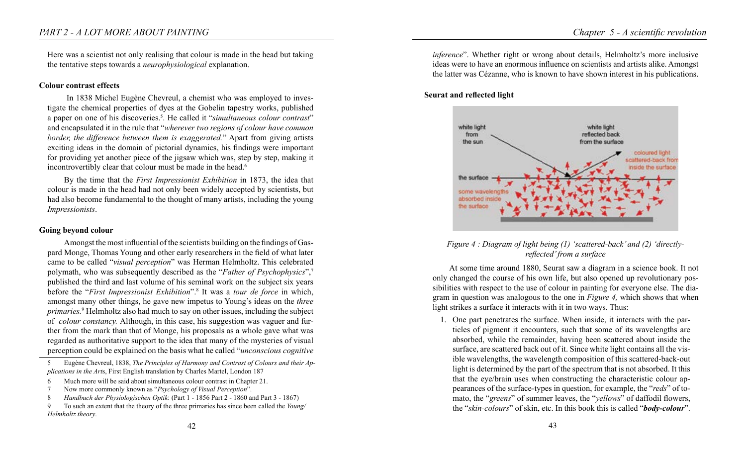Here was a scientist not only realising that colour is made in the head but taking the tentative steps towards a *neurophysiological* explanation.

#### Colour contrast effects

In 1838 Michel Eugène Chevreul, a chemist who was employed to investigate the chemical properties of dyes at the Gobelin tapestry works, published a paper on one of his discoveries.[5]. He called it "*simultaneous colour contrast*" and encapsulated it in the rule that "*wherever two regions of colour have common border, the difference between them is exaggerated.*" Apart from giving artists exciting ideas in the domain of pictorial dynamics, his findings were important for providing yet another piece of the jigsaw which was, step by step, making it incontrovertibly clear that colour must be made in the head.[6]

By the time that the *First Impressionist Exhibition* in 1873, the idea that colour is made in the head had not only been widely accepted by scientists, but had also become fundamental to the thought of many artists, including the young *Impressionists*.

#### Going beyond colour

Amongst the most influential of the scientists building on the findings of Gaspard Monge, Thomas Young and other early researchers in the field of what later came to be called "*visual perception*" was Herman Helmholtz. This celebrated polymath, who was subsequently described as the "*Father of Psychophysics*",[7] published the third and last volume of his seminal work on the subject six years before the "*First Impressionist Exhibition*".[8] It was a *tour de force* in which, amongst many other things, he gave new impetus to Young's ideas on the *three primaries.*[9] Helmholtz also had much to say on other issues, including the subject of *colour constancy.* Although, in this case, his suggestion was vaguer and further from the mark than that of Monge, his proposals as a whole gave what was regarded as authoritative support to the idea that many of the mysteries of visual perception could be explained on the basis what he called "*unconscious cognitive inference*". Whether right or wrong about details, Helmholtz's more inclusive ideas were to have an enormous influence on scientists and artists alike. Amongst the latter was Cézanne, who is known to have shown interest in his publications.

5 Eugène Chevreul, 1838, *The Principles of Harmony and Contrast of Colours and their Applications in the Arts*, First English translation by Charles Martel, London 187

6 Much more will be said about simultaneous colour contrast in Chapter 21.

7 Now more commonly known as "*Psychology of Visual Perception*".

8 *Handbuch der Physiologischen Optik*: (Part 1 - 1856 Part 2 - 1860 and Part 3 - 1867)

9 To such an extent that the theory of the three primaries has since been called the *Young/Helmholtz theory*.

#### Seurat and reflected light

*Figure 4 : Diagram of light being (1) 'scattered-back' and (2) 'directly-reflected' from a surface*

At some time around 1880, Seurat saw a diagram in a science book. It not only changed the course of his own life, but also opened up revolutionary possibilities with respect to the use of colour in painting for everyone else. The diagram in question was analogous to the one in *Figure 4,* which shows that when light strikes a surface it interacts with it in two ways. Thus:

1. One part penetrates the surface. When inside, it interacts with the particles of pigment it encounters, such that some of its wavelengths are absorbed, while the remainder, having been scattered about inside the surface, are scattered back out of it. Since white light contains all the visible wavelengths, the wavelength composition of this scattered-back-out light is determined by the part of the spectrum that is not absorbed. It this that the eye/brain uses when constructing the characteristic colour appearances of the surface-types in question, for example, the "*reds*" of tomato, the "*greens*" of summer leaves, the "*yellows*" of daffodil flowers, the "*skin-colours*" of skin, etc. In this book this is called "***body-colour***".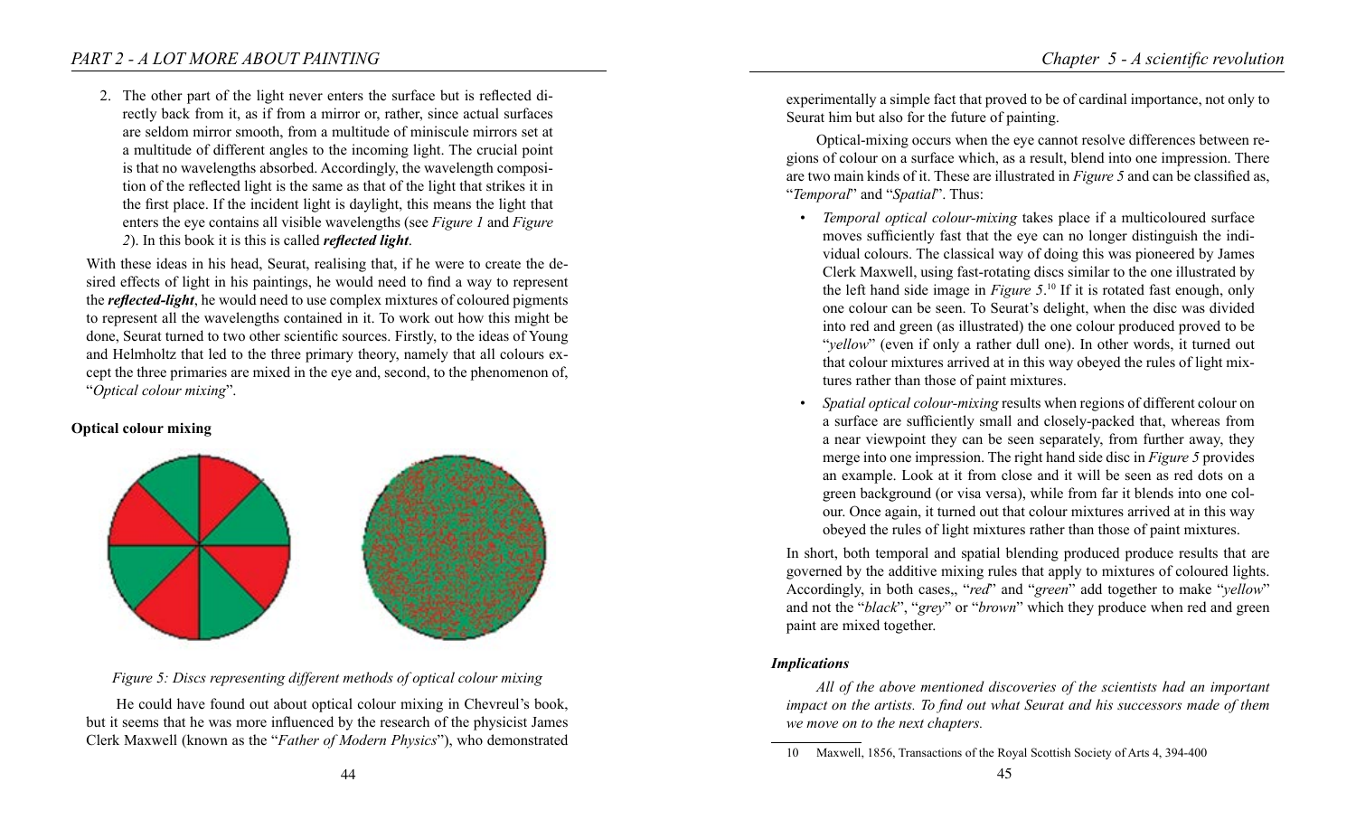2. The other part of the light never enters the surface but is reflected directly back from it, as if from a mirror or, rather, since actual surfaces are seldom mirror smooth, from a multitude of miniscule mirrors set at a multitude of different angles to the incoming light. The crucial point is that no wavelengths absorbed. Accordingly, the wavelength composition of the reflected light is the same as that of the light that strikes it in the first place. If the incident light is daylight, this means the light that enters the eye contains all visible wavelengths (see *Figure 1* and *Figure 2*). In this book it is this is called ***reflected light***.

With these ideas in his head, Seurat, realising that, if he were to create the desired effects of light in his paintings, he would need to find a way to represent the ***reflected-light***, he would need to use complex mixtures of coloured pigments to represent all the wavelengths contained in it. To work out how this might be done, Seurat turned to two other scientific sources. Firstly, to the ideas of Young and Helmholtz that led to the three primary theory, namely that all colours except the three primaries are mixed in the eye and, second, to the phenomenon of, "*Optical colour mixing*".

**Optical colour mixing**

*Figure 5: Discs representing different methods of optical colour mixing*

He could have found out about optical colour mixing in Chevreul's book, but it seems that he was more influenced by the research of the physicist James Clerk Maxwell (known as the "*Father of Modern Physics*"), who demonstrated experimentally a simple fact that proved to be of cardinal importance, not only to Seurat him but also for the future of painting.

Optical-mixing occurs when the eye cannot resolve differences between regions of colour on a surface which, as a result, blend into one impression. There are two main kinds of it. These are illustrated in *Figure 5* and can be classified as, "*Temporal*" and "*Spatial*". Thus:

- *Temporal optical colour-mixing* takes place if a multicoloured surface moves sufficiently fast that the eye can no longer distinguish the individual colours. The classical way of doing this was pioneered by James Clerk Maxwell, using fast-rotating discs similar to the one illustrated by the left hand side image in *Figure 5*.[10] If it is rotated fast enough, only one colour can be seen. To Seurat's delight, when the disc was divided into red and green (as illustrated) the one colour produced proved to be "*yellow*" (even if only a rather dull one). In other words, it turned out that colour mixtures arrived at in this way obeyed the rules of light mixtures rather than those of paint mixtures.
- *Spatial optical colour-mixing* results when regions of different colour on a surface are sufficiently small and closely-packed that, whereas from a near viewpoint they can be seen separately, from further away, they merge into one impression. The right hand side disc in *Figure 5* provides an example. Look at it from close and it will be seen as red dots on a green background (or visa versa), while from far it blends into one colour. Once again, it turned out that colour mixtures arrived at in this way obeyed the rules of light mixtures rather than those of paint mixtures.

In short, both temporal and spatial blending produced produce results that are governed by the additive mixing rules that apply to mixtures of coloured lights. Accordingly, in both cases,, "*red*" and "*green*" add together to make "*yellow*" and not the "*black*", "*grey*" or "*brown*" which they produce when red and green paint are mixed together.

***Implications***

*All of the above mentioned discoveries of the scientists had an important impact on the artists. To find out what Seurat and his successors made of them we move on to the next chapters.*

10 Maxwell, 1856, Transactions of the Royal Scottish Society of Arts 4, 394-400